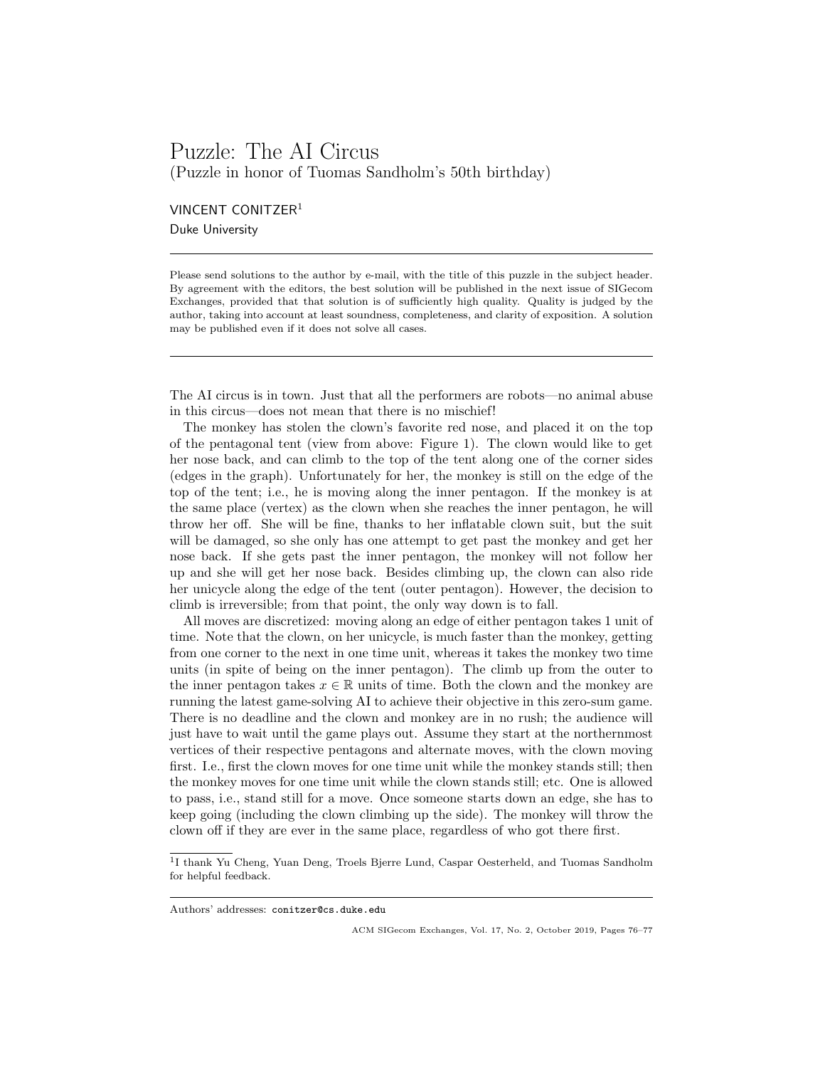# Puzzle: The AI Circus

(Puzzle in honor of Tuomas Sandholm's 50th birthday)

VINCENT CONITZER[1]

Duke University

---

Please send solutions to the author by e-mail, with the title of this puzzle in the subject header. By agreement with the editors, the best solution will be published in the next issue of SIGecom Exchanges, provided that that solution is of sufficiently high quality. Quality is judged by the author, taking into account at least soundness, completeness, and clarity of exposition. A solution may be published even if it does not solve all cases.

---

The AI circus is in town. Just that all the performers are robots—no animal abuse in this circus—does not mean that there is no mischief!

The monkey has stolen the clown's favorite red nose, and placed it on the top of the pentagonal tent (view from above: Figure 1). The clown would like to get her nose back, and can climb to the top of the tent along one of the corner sides (edges in the graph). Unfortunately for her, the monkey is still on the edge of the top of the tent; i.e., he is moving along the inner pentagon. If the monkey is at the same place (vertex) as the clown when she reaches the inner pentagon, he will throw her off. She will be fine, thanks to her inflatable clown suit, but the suit will be damaged, so she only has one attempt to get past the monkey and get her nose back. If she gets past the inner pentagon, the monkey will not follow her up and she will get her nose back. Besides climbing up, the clown can also ride her unicycle along the edge of the tent (outer pentagon). However, the decision to climb is irreversible; from that point, the only way down is to fall.

All moves are discretized: moving along an edge of either pentagon takes 1 unit of time. Note that the clown, on her unicycle, is much faster than the monkey, getting from one corner to the next in one time unit, whereas it takes the monkey two time units (in spite of being on the inner pentagon). The climb up from the outer to the inner pentagon takes $x \in \mathbb{R}$ units of time. Both the clown and the monkey are running the latest game-solving AI to achieve their objective in this zero-sum game. There is no deadline and the clown and monkey are in no rush; the audience will just have to wait until the game plays out. Assume they start at the northernmost vertices of their respective pentagons and alternate moves, with the clown moving first. I.e., first the clown moves for one time unit while the monkey stands still; then the monkey moves for one time unit while the clown stands still; etc. One is allowed to pass, i.e., stand still for a move. Once someone starts down an edge, she has to keep going (including the clown climbing up the side). The monkey will throw the clown off if they are ever in the same place, regardless of who got there first.

---

[1] I thank Yu Cheng, Yuan Deng, Troels Bjerre Lund, Caspar Oesterheld, and Tuomas Sandholm for helpful feedback.

---

Authors' addresses: conitzer@cs.duke.edu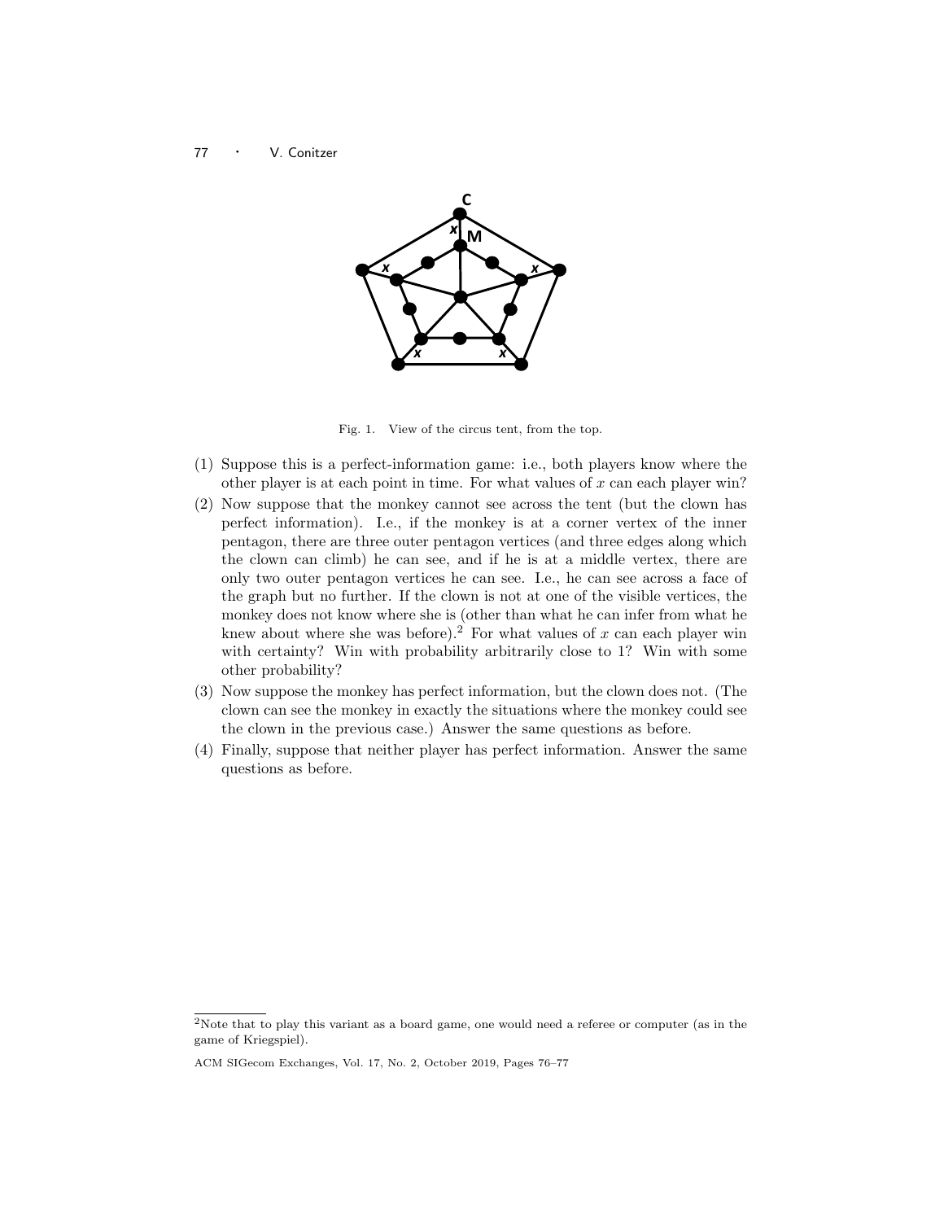C

x M

x x

x x

Fig. 1. View of the circus tent, from the top.

(1) Suppose this is a perfect-information game: i.e., both players know where the other player is at each point in time. For what values of $x$ can each player win?

(2) Now suppose that the monkey cannot see across the tent (but the clown has perfect information). I.e., if the monkey is at a corner vertex of the inner pentagon, there are three outer pentagon vertices (and three edges along which the clown can climb) he can see, and if he is at a middle vertex, there are only two outer pentagon vertices he can see. I.e., he can see across a face of the graph but no further. If the clown is not at one of the visible vertices, the monkey does not know where she is (other than what he can infer from what he knew about where she was before).[2] For what values of $x$ can each player win with certainty? Win with probability arbitrarily close to 1? Win with some other probability?

(3) Now suppose the monkey has perfect information, but the clown does not. (The clown can see the monkey in exactly the situations where the monkey could see the clown in the previous case.) Answer the same questions as before.

(4) Finally, suppose that neither player has perfect information. Answer the same questions as before.

[2] Note that to play this variant as a board game, one would need a referee or computer (as in the game of Kriegspiel).